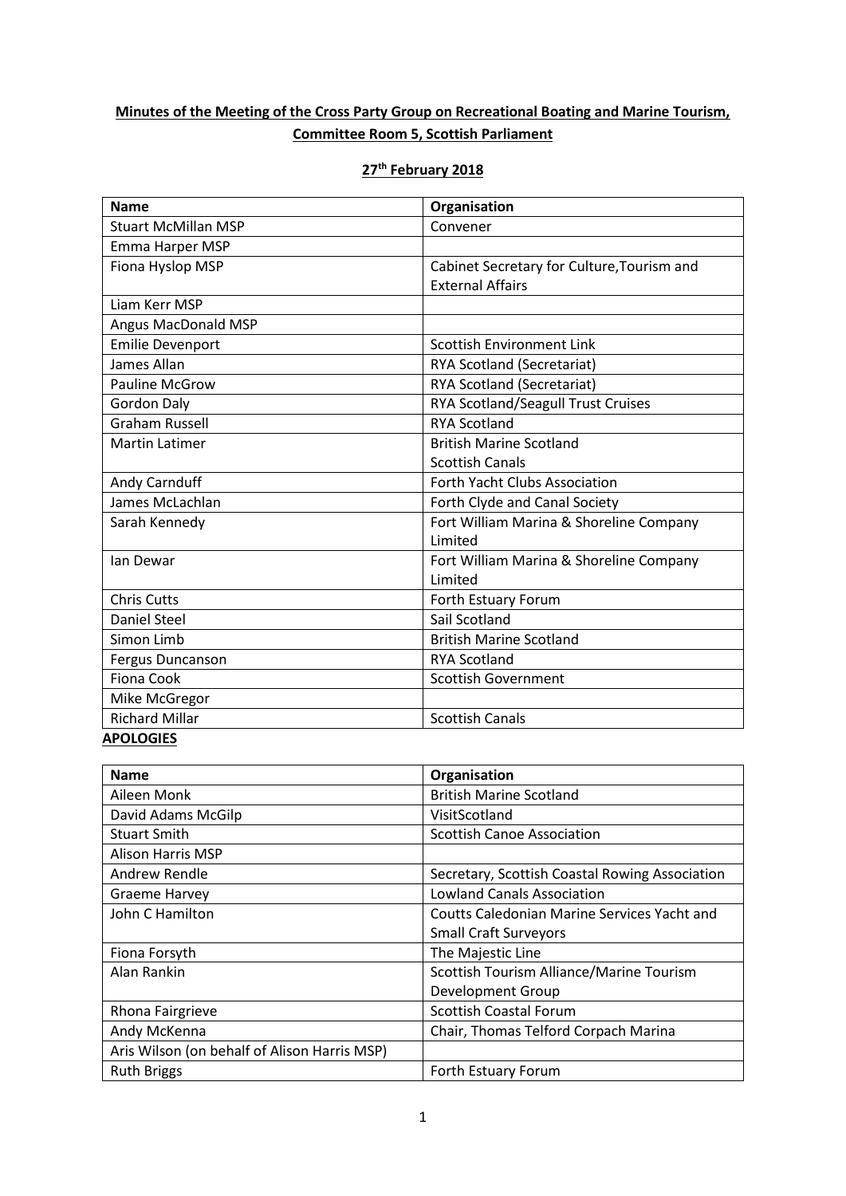**Minutes of the Meeting of the Cross Party Group on Recreational Boating and Marine Tourism, Committee Room 5, Scottish Parliament**

**27th February 2018**

| Name | Organisation |
|---|---|
| Stuart McMillan MSP | Convener |
| Emma Harper MSP | |
| Fiona Hyslop MSP | Cabinet Secretary for Culture,Tourism and External Affairs |
| Liam Kerr MSP | |
| Angus MacDonald MSP | |
| Emilie Devenport | Scottish Environment Link |
| James Allan | RYA Scotland (Secretariat) |
| Pauline McGrow | RYA Scotland (Secretariat) |
| Gordon Daly | RYA Scotland/Seagull Trust Cruises |
| Graham Russell | RYA Scotland |
| Martin Latimer | British Marine Scotland<br>Scottish Canals |
| Andy Carnduff | Forth Yacht Clubs Association |
| James McLachlan | Forth Clyde and Canal Society |
| Sarah Kennedy | Fort William Marina & Shoreline Company Limited |
| Ian Dewar | Fort William Marina & Shoreline Company Limited |
| Chris Cutts | Forth Estuary Forum |
| Daniel Steel | Sail Scotland |
| Simon Limb | British Marine Scotland |
| Fergus Duncanson | RYA Scotland |
| Fiona Cook | Scottish Government |
| Mike McGregor | |
| Richard Millar | Scottish Canals |

**APOLOGIES**

| Name | Organisation |
|---|---|
| Aileen Monk | British Marine Scotland |
| David Adams McGilp | VisitScotland |
| Stuart Smith | Scottish Canoe Association |
| Alison Harris MSP | |
| Andrew Rendle | Secretary, Scottish Coastal Rowing Association |
| Graeme Harvey | Lowland Canals Association |
| John C Hamilton | Coutts Caledonian Marine Services Yacht and Small Craft Surveyors |
| Fiona Forsyth | The Majestic Line |
| Alan Rankin | Scottish Tourism Alliance/Marine Tourism Development Group |
| Rhona Fairgrieve | Scottish Coastal Forum |
| Andy McKenna | Chair, Thomas Telford Corpach Marina |
| Aris Wilson (on behalf of Alison Harris MSP) | |
| Ruth Briggs | Forth Estuary Forum |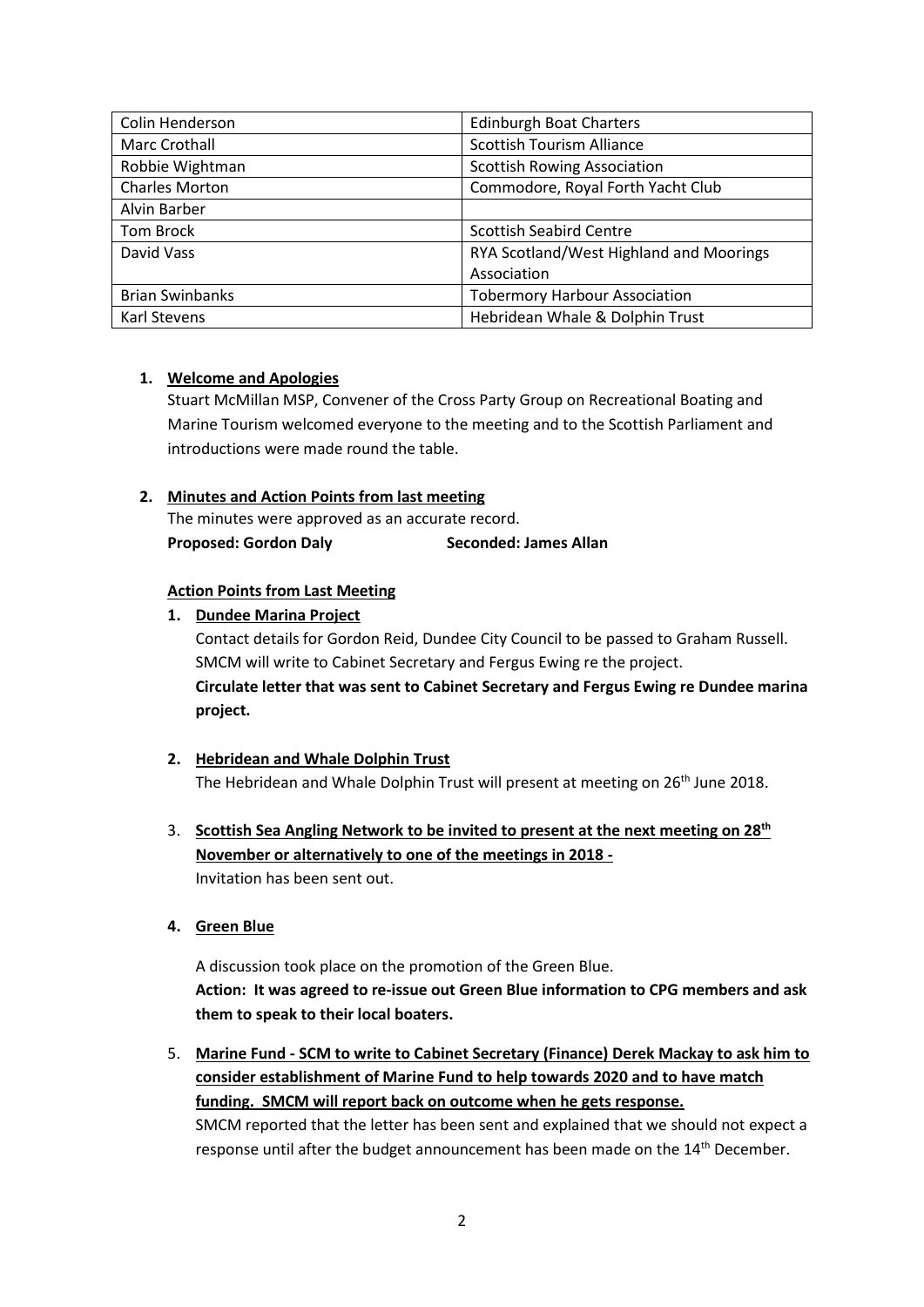| | |
|---|---|
| Colin Henderson | Edinburgh Boat Charters |
| Marc Crothall | Scottish Tourism Alliance |
| Robbie Wightman | Scottish Rowing Association |
| Charles Morton | Commodore, Royal Forth Yacht Club |
| Alvin Barber | |
| Tom Brock | Scottish Seabird Centre |
| David Vass | RYA Scotland/West Highland and Moorings Association |
| Brian Swinbanks | Tobermory Harbour Association |
| Karl Stevens | Hebridean Whale & Dolphin Trust |

1. **Welcome and Apologies**

   Stuart McMillan MSP, Convener of the Cross Party Group on Recreational Boating and Marine Tourism welcomed everyone to the meeting and to the Scottish Parliament and introductions were made round the table.

2. **Minutes and Action Points from last meeting**

   The minutes were approved as an accurate record.

   **Proposed: Gordon Daly** **Seconded: James Allan**

   **Action Points from Last Meeting**

   1. **Dundee Marina Project**

      Contact details for Gordon Reid, Dundee City Council to be passed to Graham Russell. SMCM will write to Cabinet Secretary and Fergus Ewing re the project.

      **Circulate letter that was sent to Cabinet Secretary and Fergus Ewing re Dundee marina project.**

   2. **Hebridean and Whale Dolphin Trust**

      The Hebridean and Whale Dolphin Trust will present at meeting on 26th June 2018.

   3. **Scottish Sea Angling Network to be invited to present at the next meeting on 28th November or alternatively to one of the meetings in 2018 -**

      Invitation has been sent out.

   4. **Green Blue**

      A discussion took place on the promotion of the Green Blue.

      **Action: It was agreed to re-issue out Green Blue information to CPG members and ask them to speak to their local boaters.**

   5. **Marine Fund - SCM to write to Cabinet Secretary (Finance) Derek Mackay to ask him to consider establishment of Marine Fund to help towards 2020 and to have match funding. SMCM will report back on outcome when he gets response.**

      SMCM reported that the letter has been sent and explained that we should not expect a response until after the budget announcement has been made on the 14th December.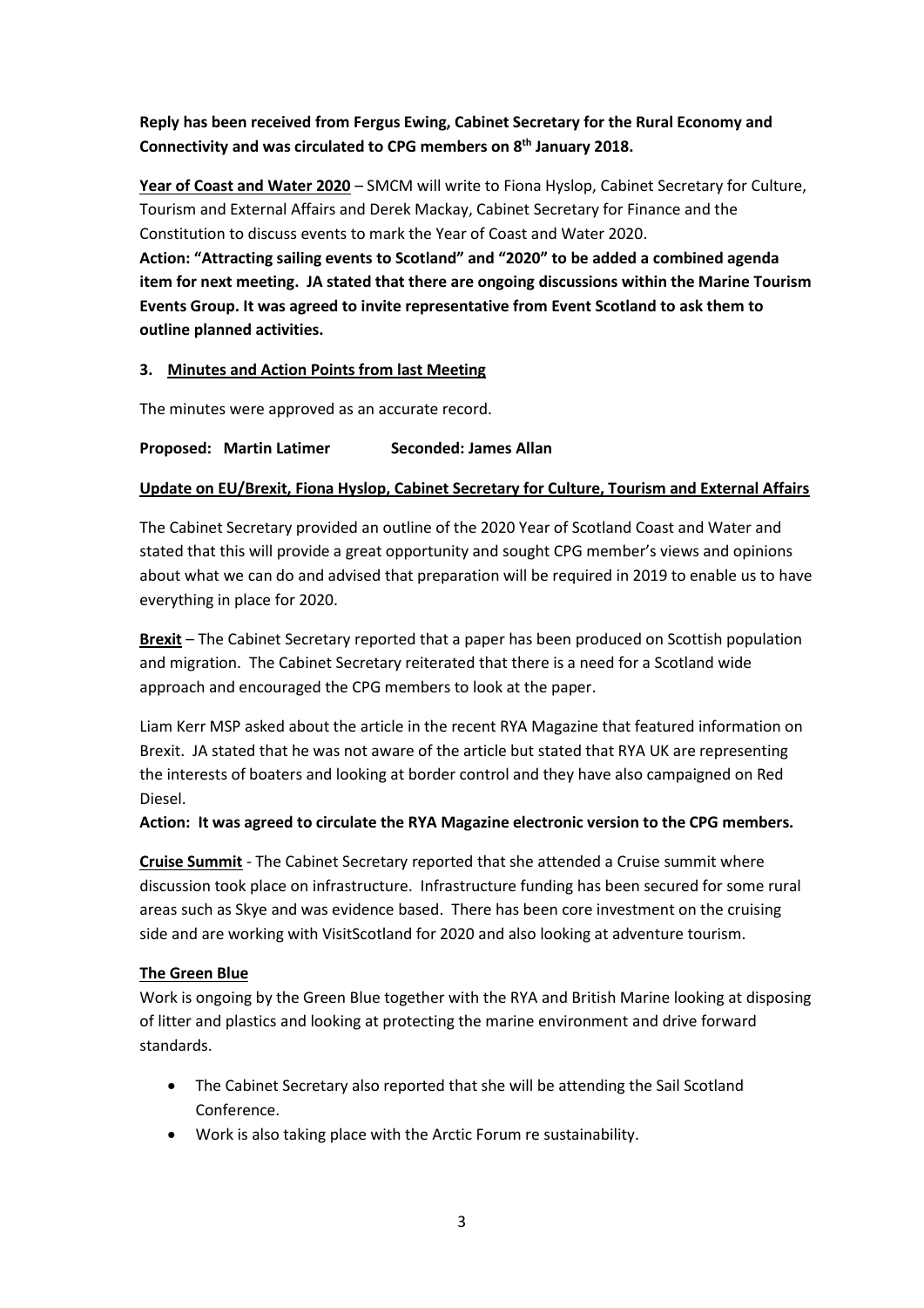**Reply has been received from Fergus Ewing, Cabinet Secretary for the Rural Economy and Connectivity and was circulated to CPG members on 8th January 2018.**

**Year of Coast and Water 2020** – SMCM will write to Fiona Hyslop, Cabinet Secretary for Culture, Tourism and External Affairs and Derek Mackay, Cabinet Secretary for Finance and the Constitution to discuss events to mark the Year of Coast and Water 2020.

**Action: "Attracting sailing events to Scotland" and "2020" to be added a combined agenda item for next meeting. JA stated that there are ongoing discussions within the Marine Tourism Events Group. It was agreed to invite representative from Event Scotland to ask them to outline planned activities.**

## 3. Minutes and Action Points from last Meeting

The minutes were approved as an accurate record.

**Proposed: Martin Latimer  Seconded: James Allan**

**Update on EU/Brexit, Fiona Hyslop, Cabinet Secretary for Culture, Tourism and External Affairs**

The Cabinet Secretary provided an outline of the 2020 Year of Scotland Coast and Water and stated that this will provide a great opportunity and sought CPG member's views and opinions about what we can do and advised that preparation will be required in 2019 to enable us to have everything in place for 2020.

**Brexit** – The Cabinet Secretary reported that a paper has been produced on Scottish population and migration. The Cabinet Secretary reiterated that there is a need for a Scotland wide approach and encouraged the CPG members to look at the paper.

Liam Kerr MSP asked about the article in the recent RYA Magazine that featured information on Brexit. JA stated that he was not aware of the article but stated that RYA UK are representing the interests of boaters and looking at border control and they have also campaigned on Red Diesel.

**Action: It was agreed to circulate the RYA Magazine electronic version to the CPG members.**

**Cruise Summit** - The Cabinet Secretary reported that she attended a Cruise summit where discussion took place on infrastructure. Infrastructure funding has been secured for some rural areas such as Skye and was evidence based. There has been core investment on the cruising side and are working with VisitScotland for 2020 and also looking at adventure tourism.

**The Green Blue**

Work is ongoing by the Green Blue together with the RYA and British Marine looking at disposing of litter and plastics and looking at protecting the marine environment and drive forward standards.

- The Cabinet Secretary also reported that she will be attending the Sail Scotland Conference.
- Work is also taking place with the Arctic Forum re sustainability.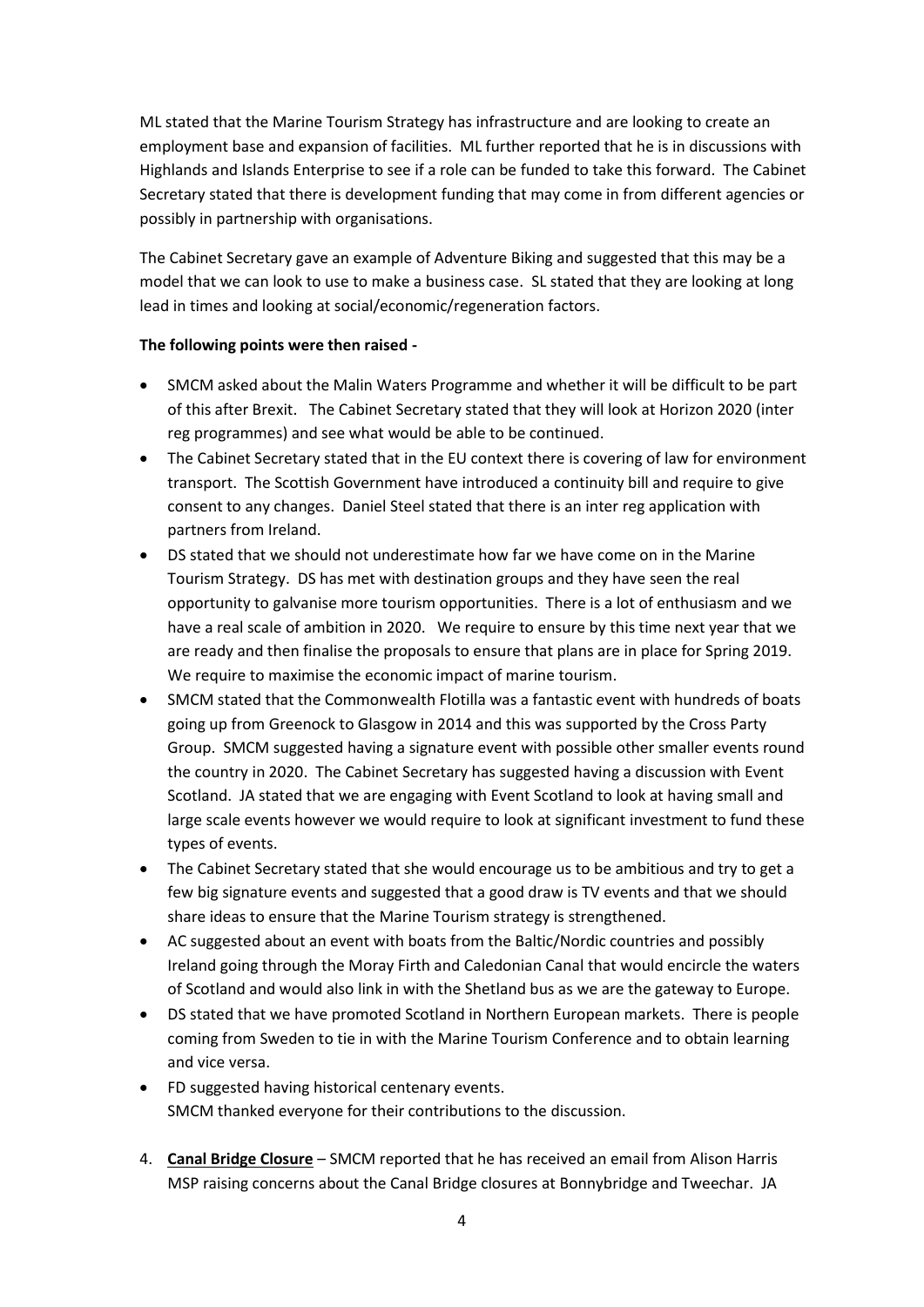ML stated that the Marine Tourism Strategy has infrastructure and are looking to create an employment base and expansion of facilities. ML further reported that he is in discussions with Highlands and Islands Enterprise to see if a role can be funded to take this forward. The Cabinet Secretary stated that there is development funding that may come in from different agencies or possibly in partnership with organisations.

The Cabinet Secretary gave an example of Adventure Biking and suggested that this may be a model that we can look to use to make a business case. SL stated that they are looking at long lead in times and looking at social/economic/regeneration factors.

**The following points were then raised -**

- SMCM asked about the Malin Waters Programme and whether it will be difficult to be part of this after Brexit. The Cabinet Secretary stated that they will look at Horizon 2020 (inter reg programmes) and see what would be able to be continued.
- The Cabinet Secretary stated that in the EU context there is covering of law for environment transport. The Scottish Government have introduced a continuity bill and require to give consent to any changes. Daniel Steel stated that there is an inter reg application with partners from Ireland.
- DS stated that we should not underestimate how far we have come on in the Marine Tourism Strategy. DS has met with destination groups and they have seen the real opportunity to galvanise more tourism opportunities. There is a lot of enthusiasm and we have a real scale of ambition in 2020. We require to ensure by this time next year that we are ready and then finalise the proposals to ensure that plans are in place for Spring 2019. We require to maximise the economic impact of marine tourism.
- SMCM stated that the Commonwealth Flotilla was a fantastic event with hundreds of boats going up from Greenock to Glasgow in 2014 and this was supported by the Cross Party Group. SMCM suggested having a signature event with possible other smaller events round the country in 2020. The Cabinet Secretary has suggested having a discussion with Event Scotland. JA stated that we are engaging with Event Scotland to look at having small and large scale events however we would require to look at significant investment to fund these types of events.
- The Cabinet Secretary stated that she would encourage us to be ambitious and try to get a few big signature events and suggested that a good draw is TV events and that we should share ideas to ensure that the Marine Tourism strategy is strengthened.
- AC suggested about an event with boats from the Baltic/Nordic countries and possibly Ireland going through the Moray Firth and Caledonian Canal that would encircle the waters of Scotland and would also link in with the Shetland bus as we are the gateway to Europe.
- DS stated that we have promoted Scotland in Northern European markets. There is people coming from Sweden to tie in with the Marine Tourism Conference and to obtain learning and vice versa.
- FD suggested having historical centenary events.
  SMCM thanked everyone for their contributions to the discussion.

4. **Canal Bridge Closure** – SMCM reported that he has received an email from Alison Harris MSP raising concerns about the Canal Bridge closures at Bonnybridge and Tweechar. JA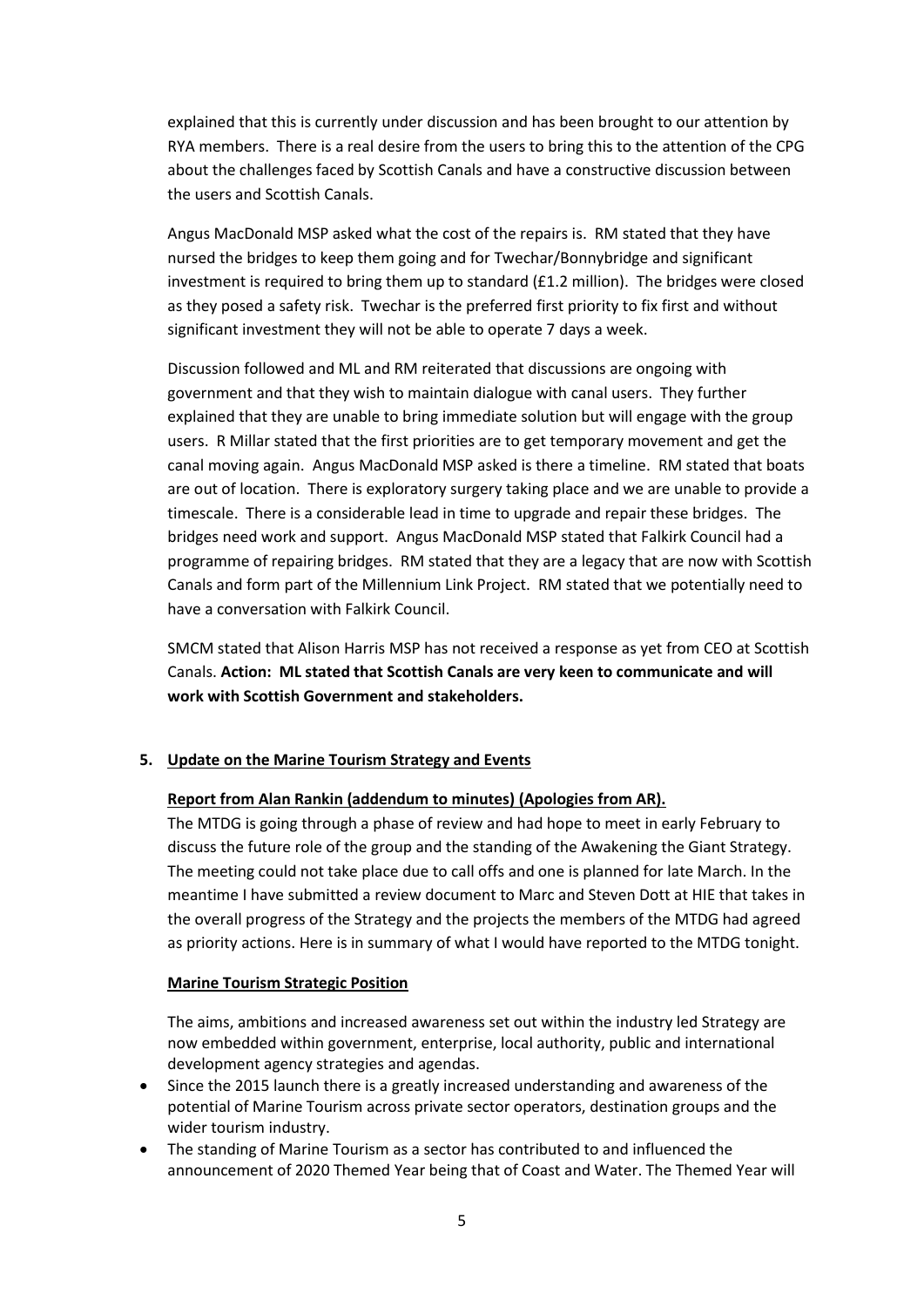explained that this is currently under discussion and has been brought to our attention by RYA members. There is a real desire from the users to bring this to the attention of the CPG about the challenges faced by Scottish Canals and have a constructive discussion between the users and Scottish Canals.

Angus MacDonald MSP asked what the cost of the repairs is. RM stated that they have nursed the bridges to keep them going and for Twechar/Bonnybridge and significant investment is required to bring them up to standard (£1.2 million). The bridges were closed as they posed a safety risk. Twechar is the preferred first priority to fix first and without significant investment they will not be able to operate 7 days a week.

Discussion followed and ML and RM reiterated that discussions are ongoing with government and that they wish to maintain dialogue with canal users. They further explained that they are unable to bring immediate solution but will engage with the group users. R Millar stated that the first priorities are to get temporary movement and get the canal moving again. Angus MacDonald MSP asked is there a timeline. RM stated that boats are out of location. There is exploratory surgery taking place and we are unable to provide a timescale. There is a considerable lead in time to upgrade and repair these bridges. The bridges need work and support. Angus MacDonald MSP stated that Falkirk Council had a programme of repairing bridges. RM stated that they are a legacy that are now with Scottish Canals and form part of the Millennium Link Project. RM stated that we potentially need to have a conversation with Falkirk Council.

SMCM stated that Alison Harris MSP has not received a response as yet from CEO at Scottish Canals. **Action: ML stated that Scottish Canals are very keen to communicate and will work with Scottish Government and stakeholders.**

**5. Update on the Marine Tourism Strategy and Events**

**Report from Alan Rankin (addendum to minutes) (Apologies from AR).**

The MTDG is going through a phase of review and had hope to meet in early February to discuss the future role of the group and the standing of the Awakening the Giant Strategy. The meeting could not take place due to call offs and one is planned for late March. In the meantime I have submitted a review document to Marc and Steven Dott at HIE that takes in the overall progress of the Strategy and the projects the members of the MTDG had agreed as priority actions. Here is in summary of what I would have reported to the MTDG tonight.

**Marine Tourism Strategic Position**

The aims, ambitions and increased awareness set out within the industry led Strategy are now embedded within government, enterprise, local authority, public and international development agency strategies and agendas.

- Since the 2015 launch there is a greatly increased understanding and awareness of the potential of Marine Tourism across private sector operators, destination groups and the wider tourism industry.
- The standing of Marine Tourism as a sector has contributed to and influenced the announcement of 2020 Themed Year being that of Coast and Water. The Themed Year will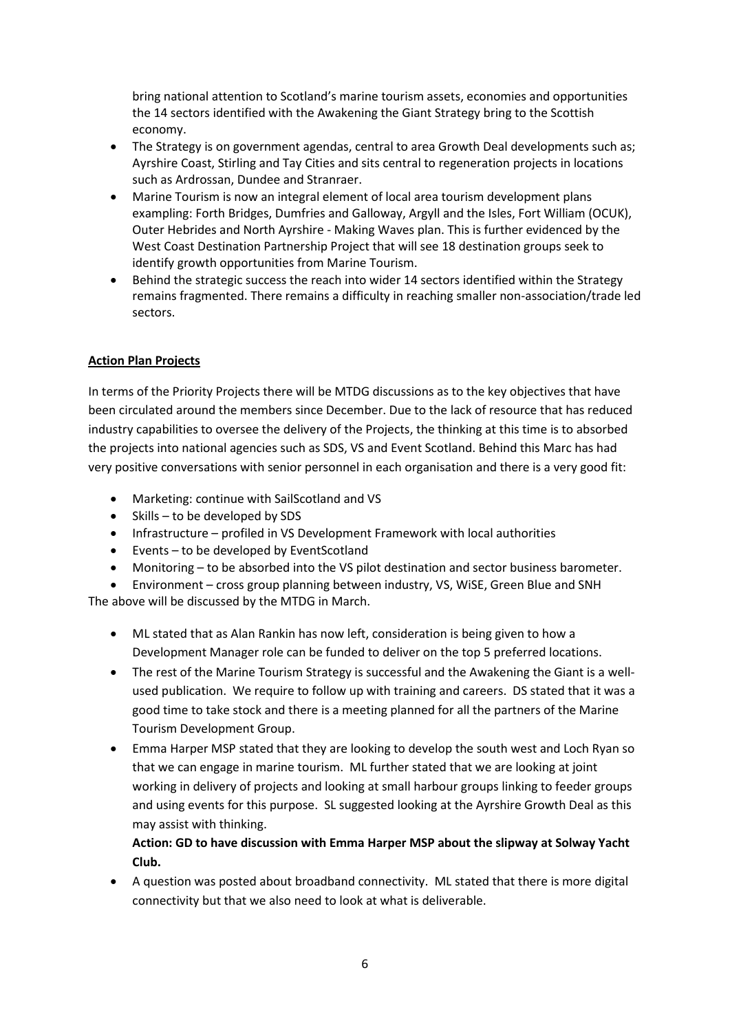bring national attention to Scotland's marine tourism assets, economies and opportunities the 14 sectors identified with the Awakening the Giant Strategy bring to the Scottish economy.

- The Strategy is on government agendas, central to area Growth Deal developments such as; Ayrshire Coast, Stirling and Tay Cities and sits central to regeneration projects in locations such as Ardrossan, Dundee and Stranraer.
- Marine Tourism is now an integral element of local area tourism development plans exampling: Forth Bridges, Dumfries and Galloway, Argyll and the Isles, Fort William (OCUK), Outer Hebrides and North Ayrshire - Making Waves plan. This is further evidenced by the West Coast Destination Partnership Project that will see 18 destination groups seek to identify growth opportunities from Marine Tourism.
- Behind the strategic success the reach into wider 14 sectors identified within the Strategy remains fragmented. There remains a difficulty in reaching smaller non-association/trade led sectors.

**Action Plan Projects**

In terms of the Priority Projects there will be MTDG discussions as to the key objectives that have been circulated around the members since December. Due to the lack of resource that has reduced industry capabilities to oversee the delivery of the Projects, the thinking at this time is to absorbed the projects into national agencies such as SDS, VS and Event Scotland. Behind this Marc has had very positive conversations with senior personnel in each organisation and there is a very good fit:

- Marketing: continue with SailScotland and VS
- Skills – to be developed by SDS
- Infrastructure – profiled in VS Development Framework with local authorities
- Events – to be developed by EventScotland
- Monitoring – to be absorbed into the VS pilot destination and sector business barometer.
- Environment – cross group planning between industry, VS, WiSE, Green Blue and SNH

The above will be discussed by the MTDG in March.

- ML stated that as Alan Rankin has now left, consideration is being given to how a Development Manager role can be funded to deliver on the top 5 preferred locations.
- The rest of the Marine Tourism Strategy is successful and the Awakening the Giant is a well-used publication. We require to follow up with training and careers. DS stated that it was a good time to take stock and there is a meeting planned for all the partners of the Marine Tourism Development Group.
- Emma Harper MSP stated that they are looking to develop the south west and Loch Ryan so that we can engage in marine tourism. ML further stated that we are looking at joint working in delivery of projects and looking at small harbour groups linking to feeder groups and using events for this purpose. SL suggested looking at the Ayrshire Growth Deal as this may assist with thinking.

  **Action: GD to have discussion with Emma Harper MSP about the slipway at Solway Yacht Club.**
- A question was posted about broadband connectivity. ML stated that there is more digital connectivity but that we also need to look at what is deliverable.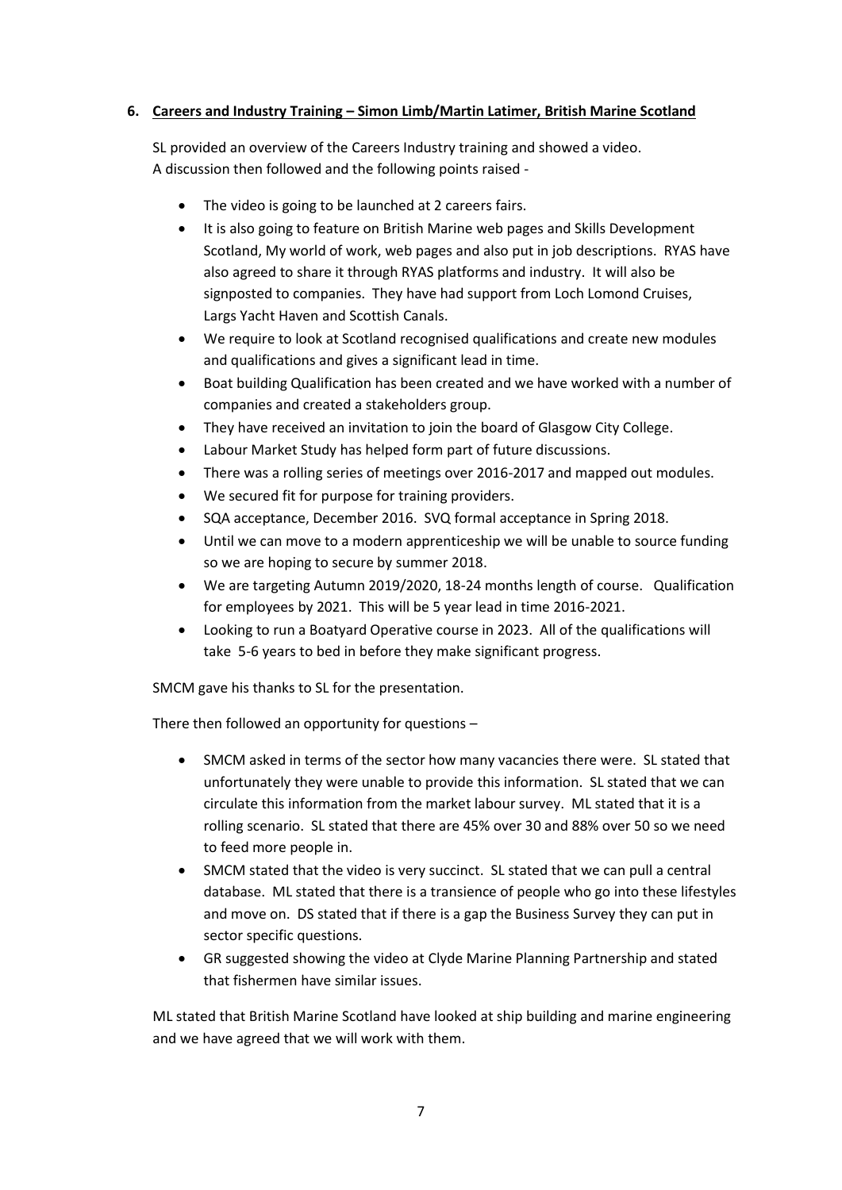**6. <u>Careers and Industry Training – Simon Limb/Martin Latimer, British Marine Scotland</u>**

SL provided an overview of the Careers Industry training and showed a video.
A discussion then followed and the following points raised -

- The video is going to be launched at 2 careers fairs.
- It is also going to feature on British Marine web pages and Skills Development Scotland, My world of work, web pages and also put in job descriptions. RYAS have also agreed to share it through RYAS platforms and industry. It will also be signposted to companies. They have had support from Loch Lomond Cruises, Largs Yacht Haven and Scottish Canals.
- We require to look at Scotland recognised qualifications and create new modules and qualifications and gives a significant lead in time.
- Boat building Qualification has been created and we have worked with a number of companies and created a stakeholders group.
- They have received an invitation to join the board of Glasgow City College.
- Labour Market Study has helped form part of future discussions.
- There was a rolling series of meetings over 2016-2017 and mapped out modules.
- We secured fit for purpose for training providers.
- SQA acceptance, December 2016. SVQ formal acceptance in Spring 2018.
- Until we can move to a modern apprenticeship we will be unable to source funding so we are hoping to secure by summer 2018.
- We are targeting Autumn 2019/2020, 18-24 months length of course. Qualification for employees by 2021. This will be 5 year lead in time 2016-2021.
- Looking to run a Boatyard Operative course in 2023. All of the qualifications will take 5-6 years to bed in before they make significant progress.

SMCM gave his thanks to SL for the presentation.

There then followed an opportunity for questions –

- SMCM asked in terms of the sector how many vacancies there were. SL stated that unfortunately they were unable to provide this information. SL stated that we can circulate this information from the market labour survey. ML stated that it is a rolling scenario. SL stated that there are 45% over 30 and 88% over 50 so we need to feed more people in.
- SMCM stated that the video is very succinct. SL stated that we can pull a central database. ML stated that there is a transience of people who go into these lifestyles and move on. DS stated that if there is a gap the Business Survey they can put in sector specific questions.
- GR suggested showing the video at Clyde Marine Planning Partnership and stated that fishermen have similar issues.

ML stated that British Marine Scotland have looked at ship building and marine engineering and we have agreed that we will work with them.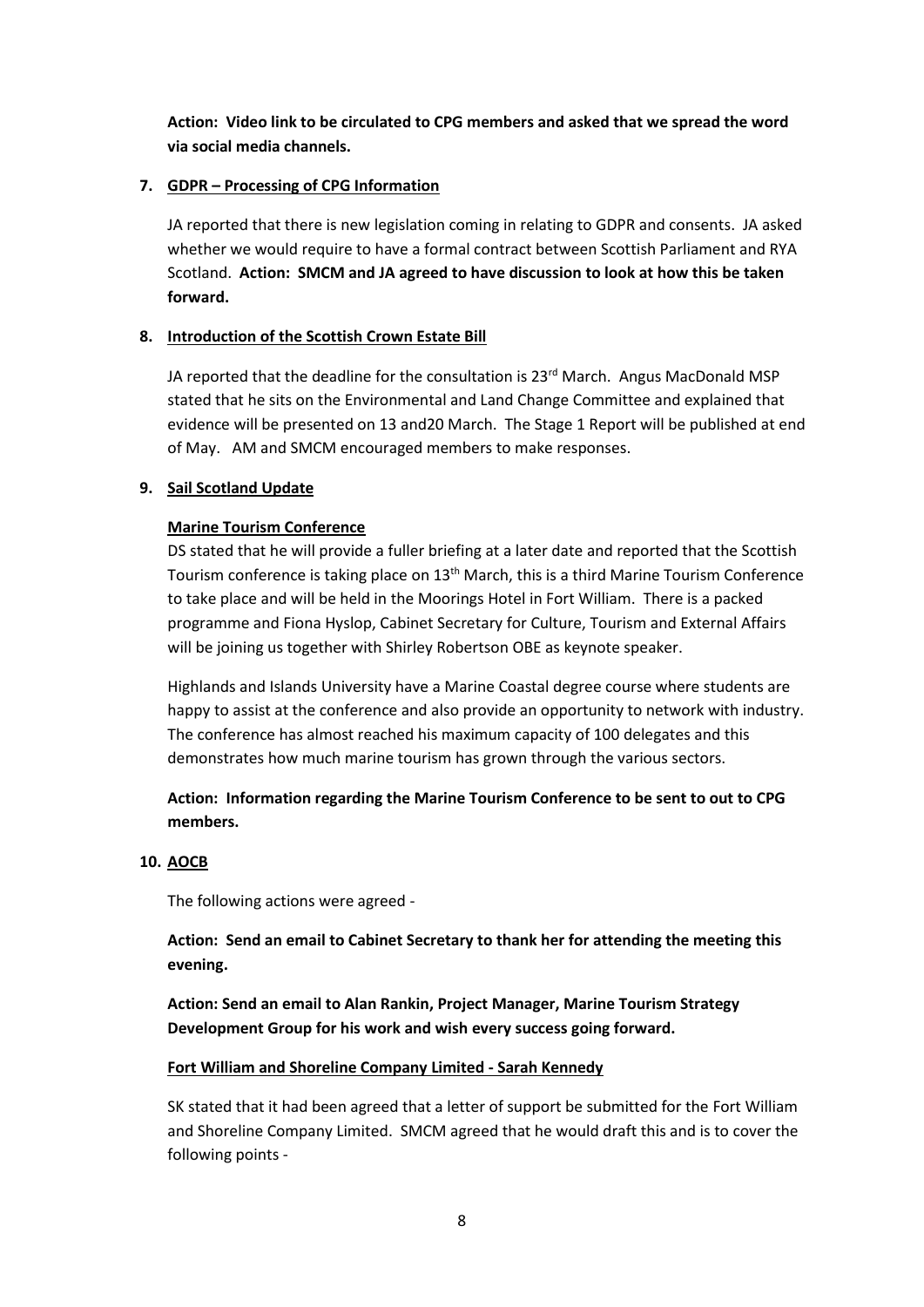**Action: Video link to be circulated to CPG members and asked that we spread the word via social media channels.**

**7. GDPR – Processing of CPG Information**

JA reported that there is new legislation coming in relating to GDPR and consents. JA asked whether we would require to have a formal contract between Scottish Parliament and RYA Scotland. **Action: SMCM and JA agreed to have discussion to look at how this be taken forward.**

**8. Introduction of the Scottish Crown Estate Bill**

JA reported that the deadline for the consultation is 23rd March. Angus MacDonald MSP stated that he sits on the Environmental and Land Change Committee and explained that evidence will be presented on 13 and20 March. The Stage 1 Report will be published at end of May. AM and SMCM encouraged members to make responses.

**9. Sail Scotland Update**

**Marine Tourism Conference**

DS stated that he will provide a fuller briefing at a later date and reported that the Scottish Tourism conference is taking place on 13th March, this is a third Marine Tourism Conference to take place and will be held in the Moorings Hotel in Fort William. There is a packed programme and Fiona Hyslop, Cabinet Secretary for Culture, Tourism and External Affairs will be joining us together with Shirley Robertson OBE as keynote speaker.

Highlands and Islands University have a Marine Coastal degree course where students are happy to assist at the conference and also provide an opportunity to network with industry. The conference has almost reached his maximum capacity of 100 delegates and this demonstrates how much marine tourism has grown through the various sectors.

**Action: Information regarding the Marine Tourism Conference to be sent to out to CPG members.**

**10. AOCB**

The following actions were agreed -

**Action: Send an email to Cabinet Secretary to thank her for attending the meeting this evening.**

**Action: Send an email to Alan Rankin, Project Manager, Marine Tourism Strategy Development Group for his work and wish every success going forward.**

**Fort William and Shoreline Company Limited - Sarah Kennedy**

SK stated that it had been agreed that a letter of support be submitted for the Fort William and Shoreline Company Limited. SMCM agreed that he would draft this and is to cover the following points -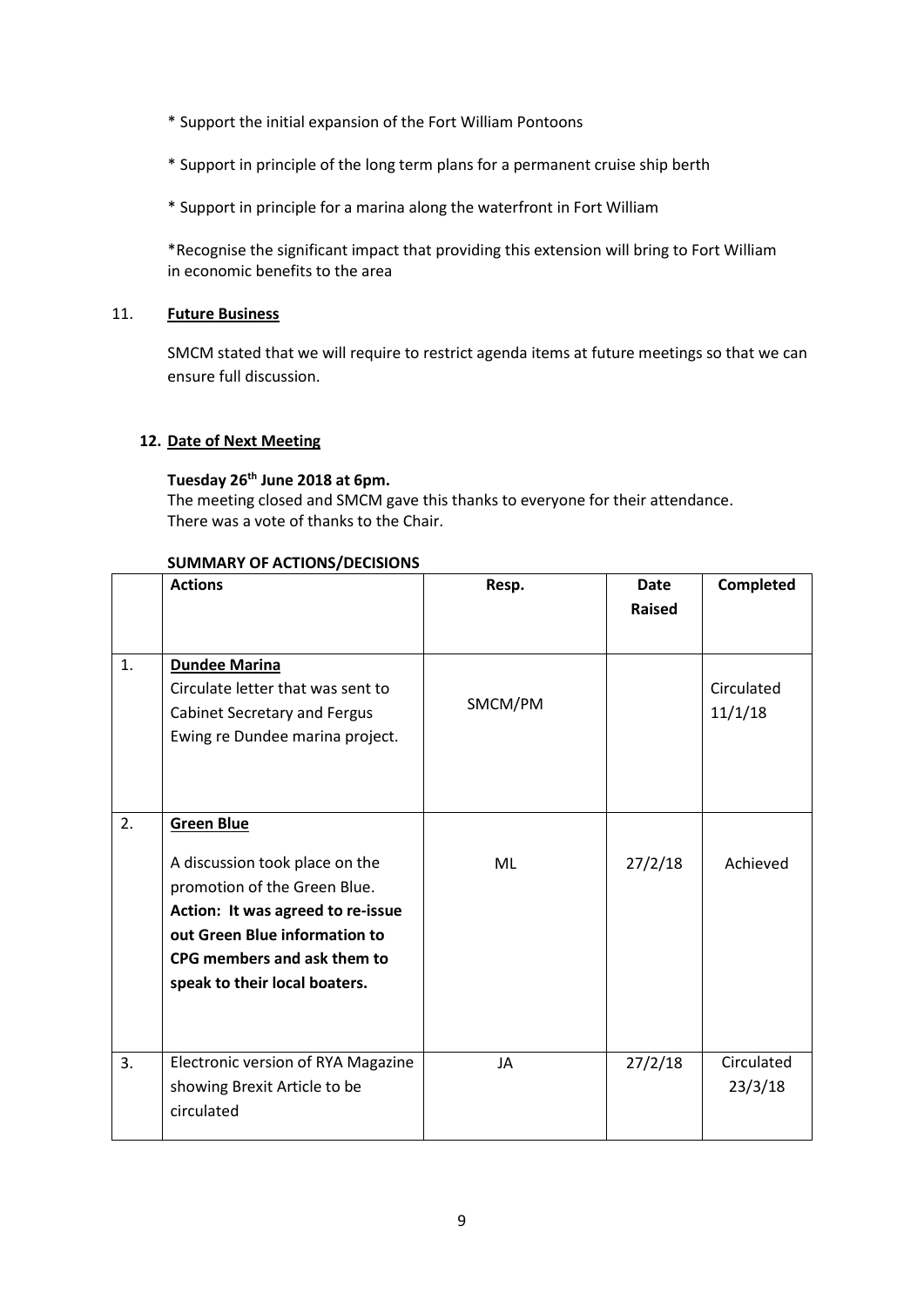* Support the initial expansion of the Fort William Pontoons

* Support in principle of the long term plans for a permanent cruise ship berth

* Support in principle for a marina along the waterfront in Fort William

*Recognise the significant impact that providing this extension will bring to Fort William in economic benefits to the area

11. **Future Business**

SMCM stated that we will require to restrict agenda items at future meetings so that we can ensure full discussion.

**12. Date of Next Meeting**

**Tuesday 26th June 2018 at 6pm.**
The meeting closed and SMCM gave this thanks to everyone for their attendance.
There was a vote of thanks to the Chair.

**SUMMARY OF ACTIONS/DECISIONS**

| | **Actions** | **Resp.** | **Date Raised** | **Completed** |
|---|---|---|---|---|
| 1. | **Dundee Marina**<br>Circulate letter that was sent to Cabinet Secretary and Fergus Ewing re Dundee marina project. | SMCM/PM | | Circulated 11/1/18 |
| 2. | **Green Blue**<br>A discussion took place on the promotion of the Green Blue.<br>**Action: It was agreed to re-issue out Green Blue information to CPG members and ask them to speak to their local boaters.** | ML | 27/2/18 | Achieved |
| 3. | Electronic version of RYA Magazine showing Brexit Article to be circulated | JA | 27/2/18 | Circulated 23/3/18 |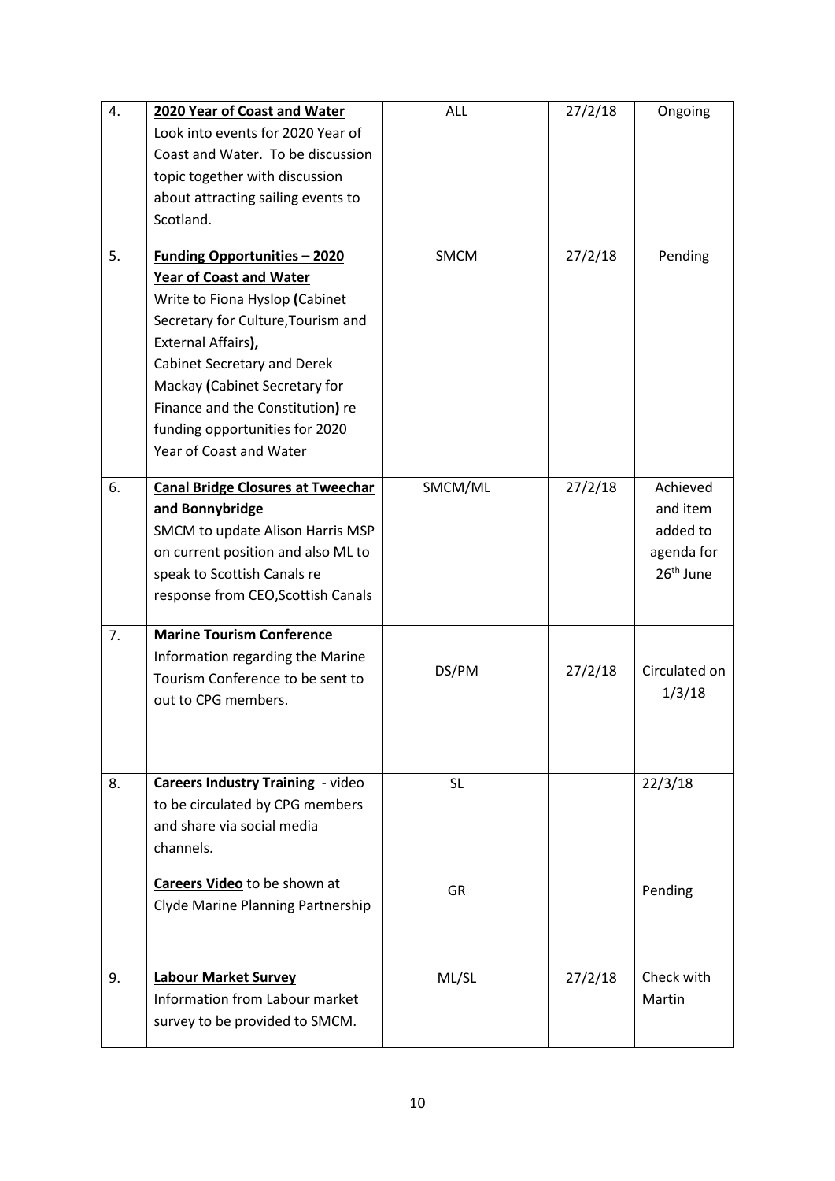| 4. | **2020 Year of Coast and Water** Look into events for 2020 Year of Coast and Water. To be discussion topic together with discussion about attracting sailing events to Scotland. | ALL | 27/2/18 | Ongoing |
|---|---|---|---|---|
| 5. | **Funding Opportunities – 2020 Year of Coast and Water** Write to Fiona Hyslop **(**Cabinet Secretary for Culture,Tourism and External Affairs**),** Cabinet Secretary and Derek Mackay **(**Cabinet Secretary for Finance and the Constitution**)** re funding opportunities for 2020 Year of Coast and Water | SMCM | 27/2/18 | Pending |
| 6. | **Canal Bridge Closures at Tweechar and Bonnybridge** SMCM to update Alison Harris MSP on current position and also ML to speak to Scottish Canals re response from CEO,Scottish Canals | SMCM/ML | 27/2/18 | Achieved and item added to agenda for 26th June |
| 7. | **Marine Tourism Conference** Information regarding the Marine Tourism Conference to be sent to out to CPG members. | DS/PM | 27/2/18 | Circulated on 1/3/18 |
| 8. | **Careers Industry Training** - video to be circulated by CPG members and share via social media channels.<br><br>**Careers Video** to be shown at Clyde Marine Planning Partnership | SL<br><br>GR | | 22/3/18<br><br>Pending |
| 9. | **Labour Market Survey** Information from Labour market survey to be provided to SMCM. | ML/SL | 27/2/18 | Check with Martin |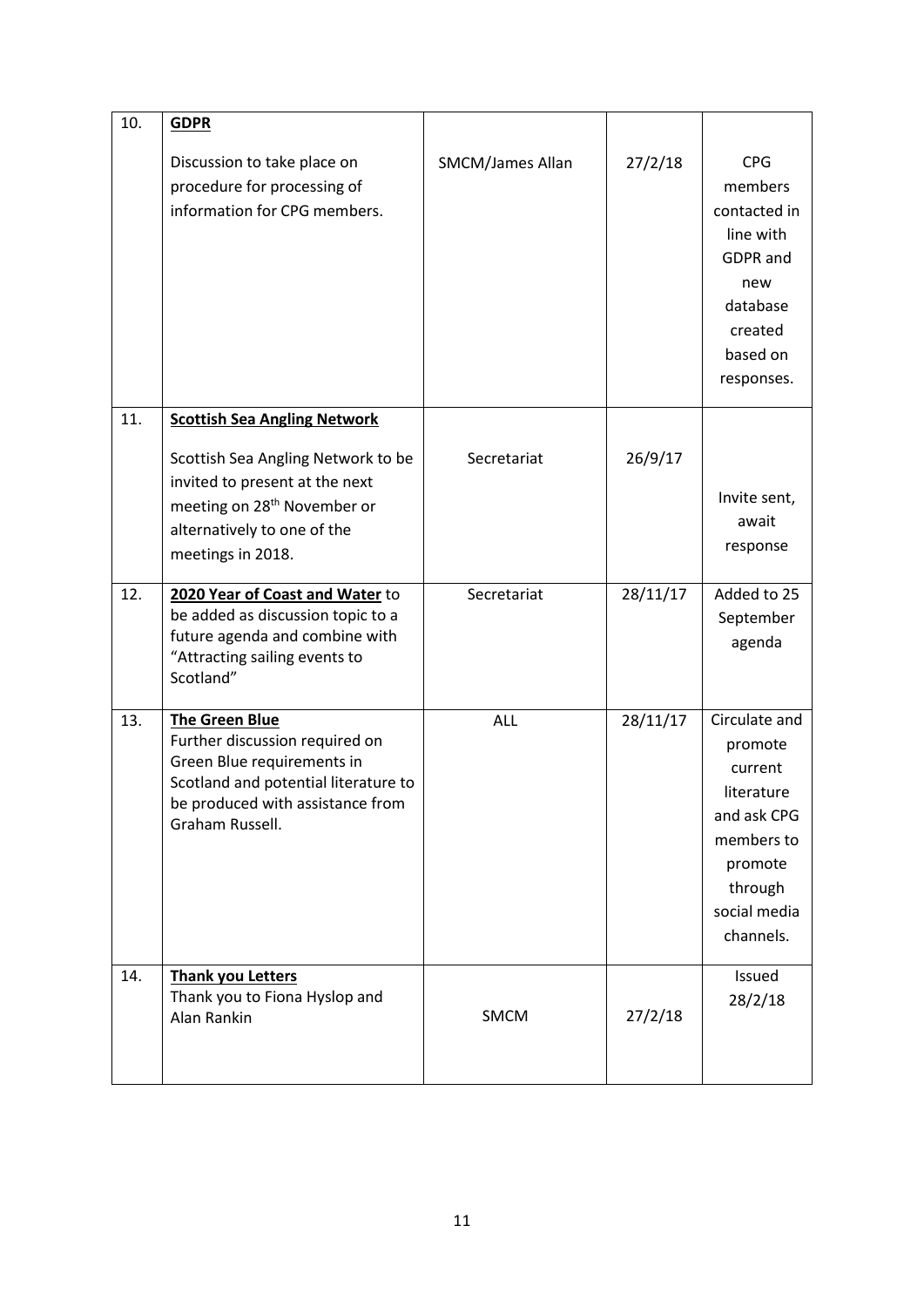| 10. | **GDPR**<br><br>Discussion to take place on procedure for processing of information for CPG members. | SMCM/James Allan | 27/2/18 | CPG members contacted in line with GDPR and new database created based on responses. |
|---|---|---|---|---|
| 11. | **Scottish Sea Angling Network**<br><br>Scottish Sea Angling Network to be invited to present at the next meeting on 28th November or alternatively to one of the meetings in 2018. | Secretariat | 26/9/17 | Invite sent, await response |
| 12. | **2020 Year of Coast and Water** to be added as discussion topic to a future agenda and combine with "Attracting sailing events to Scotland" | Secretariat | 28/11/17 | Added to 25 September agenda |
| 13. | **The Green Blue**<br>Further discussion required on Green Blue requirements in Scotland and potential literature to be produced with assistance from Graham Russell. | ALL | 28/11/17 | Circulate and promote current literature and ask CPG members to promote through social media channels. |
| 14. | **Thank you Letters**<br>Thank you to Fiona Hyslop and Alan Rankin | SMCM | 27/2/18 | Issued 28/2/18 |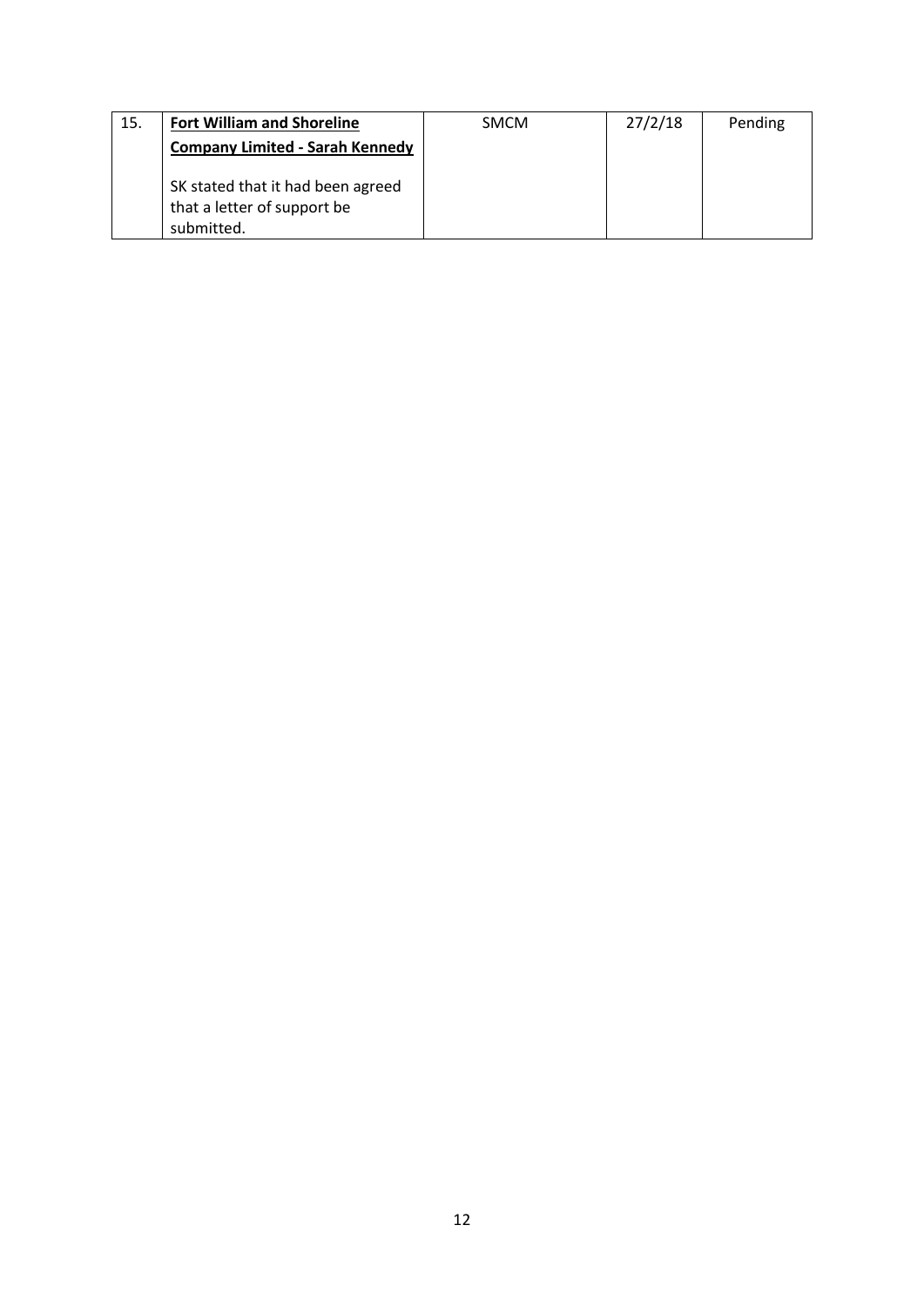| | | | | |
|---|---|---|---|---|
| 15. | **<u>Fort William and Shoreline Company Limited - Sarah Kennedy</u>**<br><br>SK stated that it had been agreed that a letter of support be submitted. | SMCM | 27/2/18 | Pending |